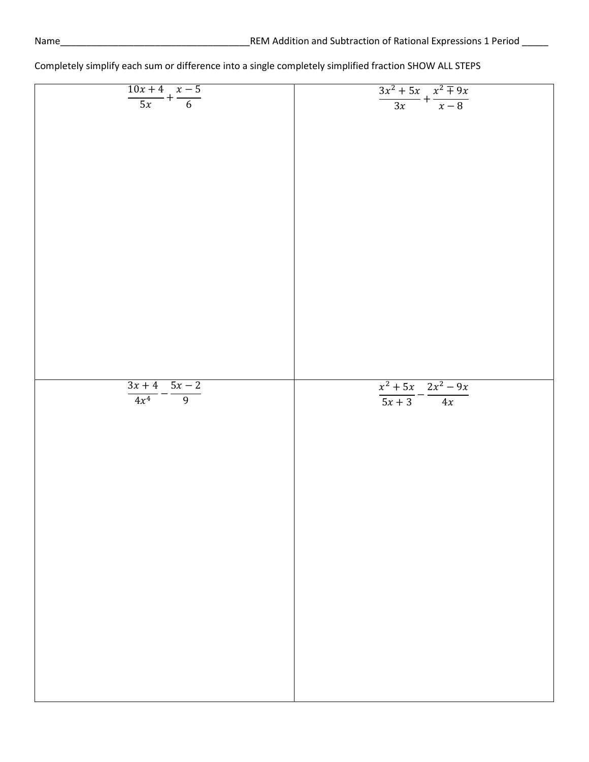Name_____________________________________REM Addition and Subtraction of Rational Expressions 1 Period _____

Completely simplify each sum or difference into a single completely simplified fraction SHOW ALL STEPS

| | |
|---|---|
| $\frac{10x+4}{5x}+\frac{x-5}{6}$ | $\frac{3x^2+5x}{3x}+\frac{x^2 \mp 9x}{x-8}$ |
| $\frac{3x+4}{4x^4}-\frac{5x-2}{9}$ | $\frac{x^2+5x}{5x+3}-\frac{2x^2-9x}{4x}$ |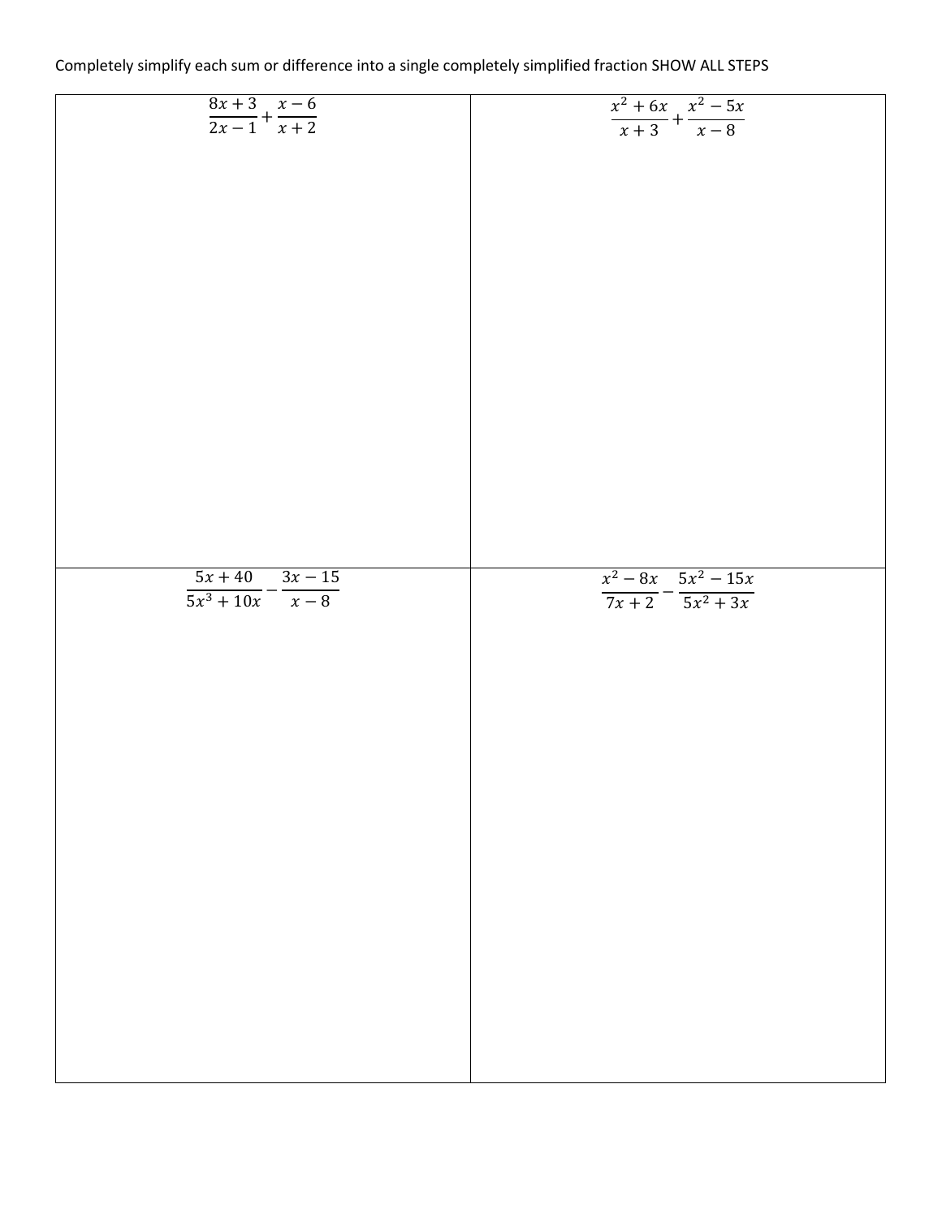Completely simplify each sum or difference into a single completely simplified fraction SHOW ALL STEPS

| | |
|---|---|
| $\dfrac{8x+3}{2x-1}+\dfrac{x-6}{x+2}$ | $\dfrac{x^2+6x}{x+3}+\dfrac{x^2-5x}{x-8}$ |
| $\dfrac{5x+40}{5x^3+10x}-\dfrac{3x-15}{x-8}$ | $\dfrac{x^2-8x}{7x+2}-\dfrac{5x^2-15x}{5x^2+3x}$ |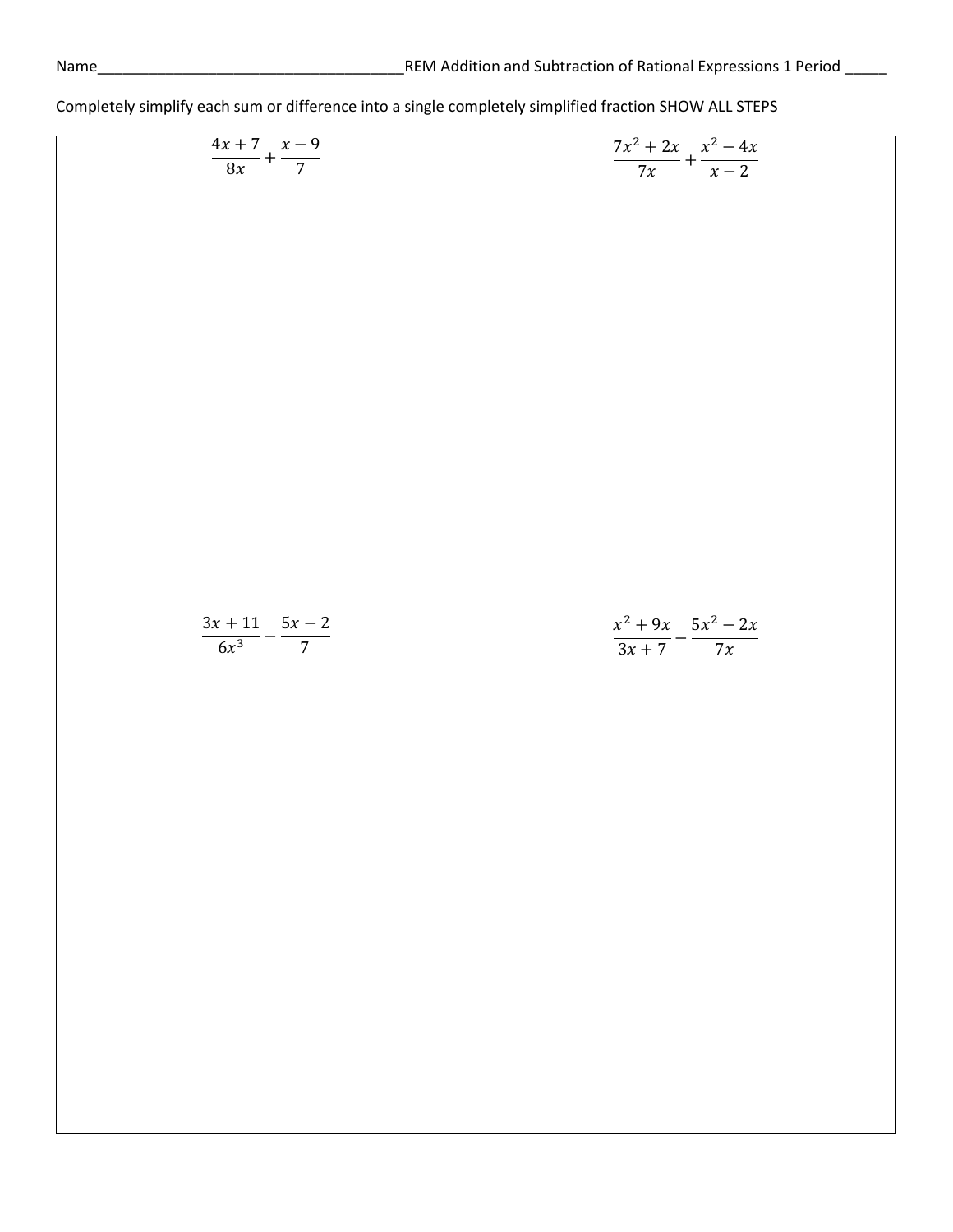Name_____________________________________REM Addition and Subtraction of Rational Expressions 1 Period _____

Completely simplify each sum or difference into a single completely simplified fraction SHOW ALL STEPS

| | |
|---|---|
| $\frac{4x+7}{8x}+\frac{x-9}{7}$ | $\frac{7x^2+2x}{7x}+\frac{x^2-4x}{x-2}$ |
| $\frac{3x+11}{6x^3}-\frac{5x-2}{7}$ | $\frac{x^2+9x}{3x+7}-\frac{5x^2-2x}{7x}$ |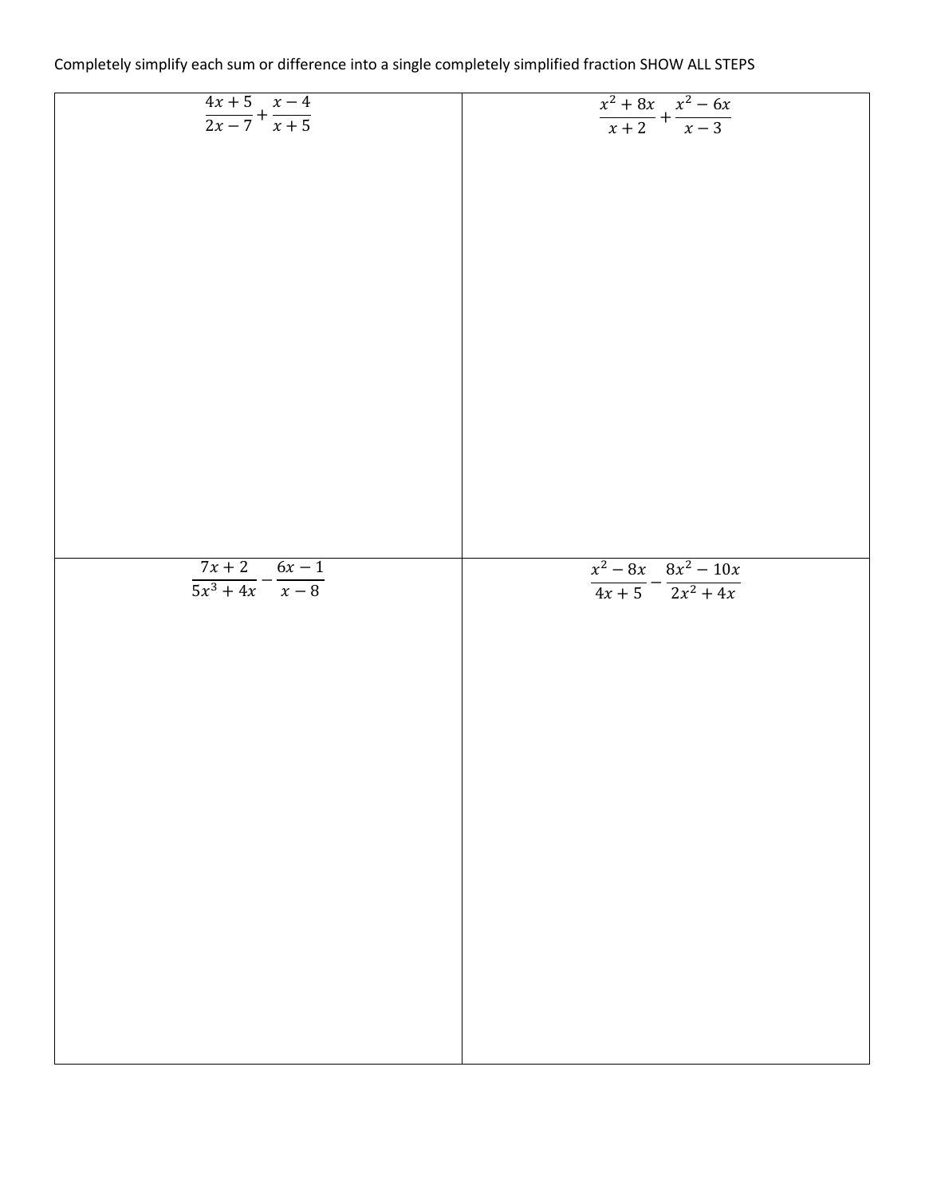Completely simplify each sum or difference into a single completely simplified fraction SHOW ALL STEPS

| | |
|---|---|
| $\dfrac{4x+5}{2x-7}+\dfrac{x-4}{x+5}$ | $\dfrac{x^2+8x}{x+2}+\dfrac{x^2-6x}{x-3}$ |
| $\dfrac{7x+2}{5x^3+4x}-\dfrac{6x-1}{x-8}$ | $\dfrac{x^2-8x}{4x+5}-\dfrac{8x^2-10x}{2x^2+4x}$ |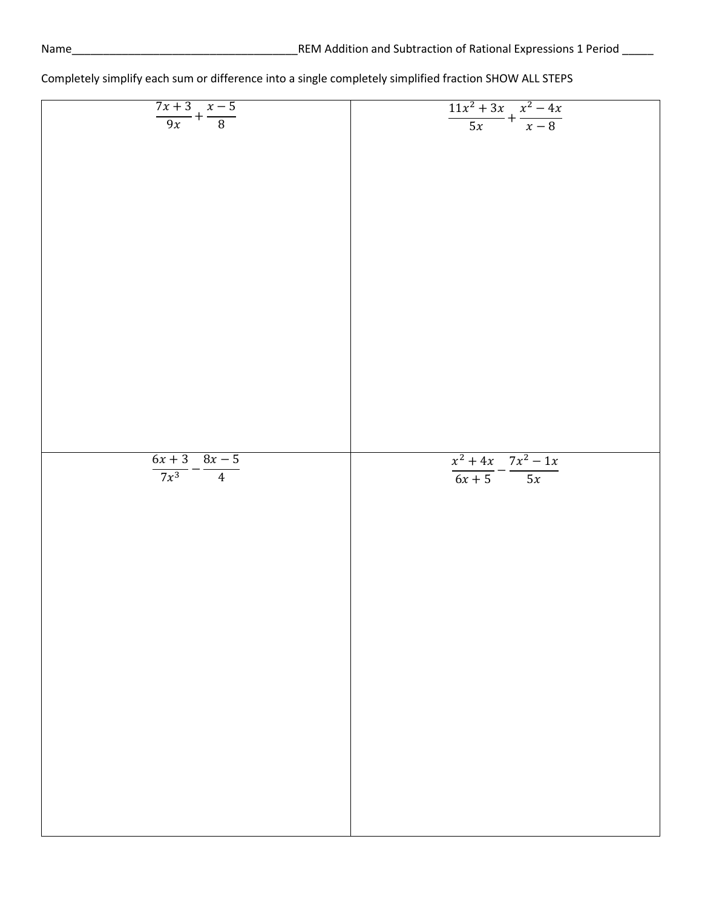Name_____________________________________REM Addition and Subtraction of Rational Expressions 1 Period _____

Completely simplify each sum or difference into a single completely simplified fraction SHOW ALL STEPS

| | |
|---|---|
| $\dfrac{7x+3}{9x}+\dfrac{x-5}{8}$ | $\dfrac{11x^2+3x}{5x}+\dfrac{x^2-4x}{x-8}$ |
| $\dfrac{6x+3}{7x^3}-\dfrac{8x-5}{4}$ | $\dfrac{x^2+4x}{6x+5}-\dfrac{7x^2-1x}{5x}$ |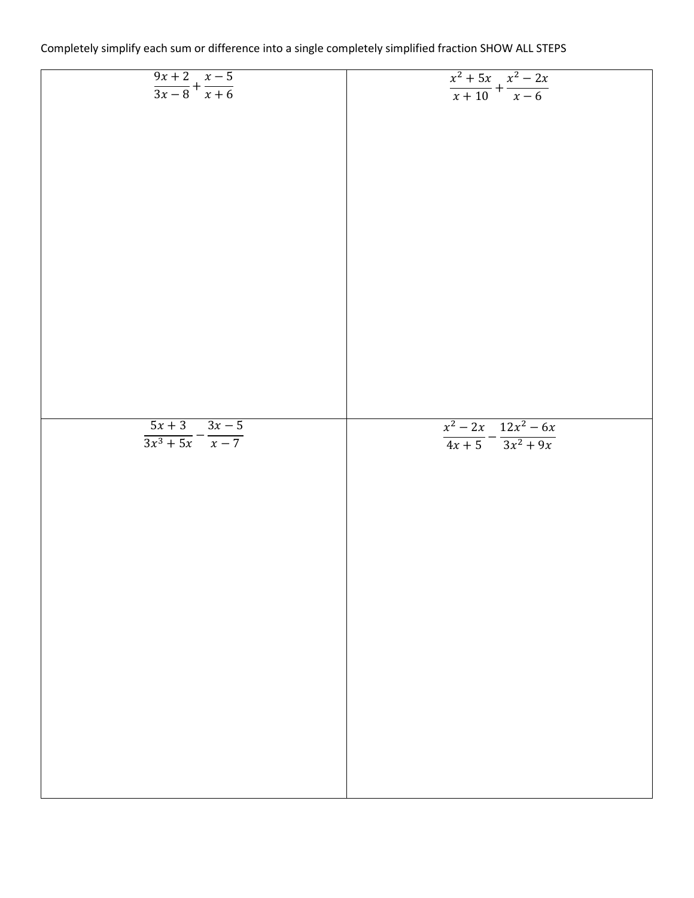Completely simplify each sum or difference into a single completely simplified fraction SHOW ALL STEPS

| | |
|---|---|
| $\frac{9x+2}{3x-8}+\frac{x-5}{x+6}$ | $\frac{x^2+5x}{x+10}+\frac{x^2-2x}{x-6}$ |
| $\frac{5x+3}{3x^3+5x}-\frac{3x-5}{x-7}$ | $\frac{x^2-2x}{4x+5}-\frac{12x^2-6x}{3x^2+9x}$ |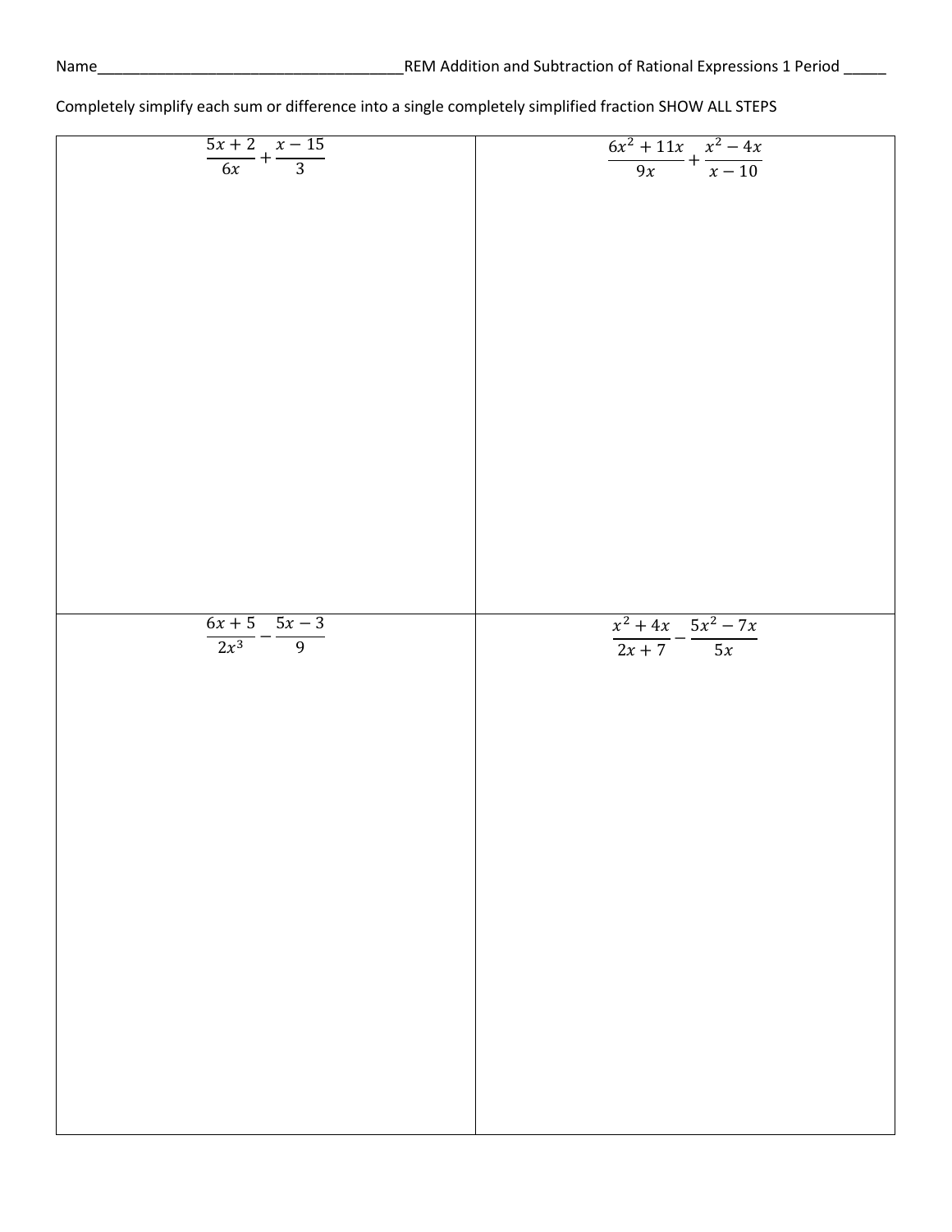Name_____________________________________REM Addition and Subtraction of Rational Expressions 1 Period _____

Completely simplify each sum or difference into a single completely simplified fraction SHOW ALL STEPS

| | |
|---|---|
| $\dfrac{5x+2}{6x}+\dfrac{x-15}{3}$ | $\dfrac{6x^2+11x}{9x}+\dfrac{x^2-4x}{x-10}$ |
| $\dfrac{6x+5}{2x^3}-\dfrac{5x-3}{9}$ | $\dfrac{x^2+4x}{2x+7}-\dfrac{5x^2-7x}{5x}$ |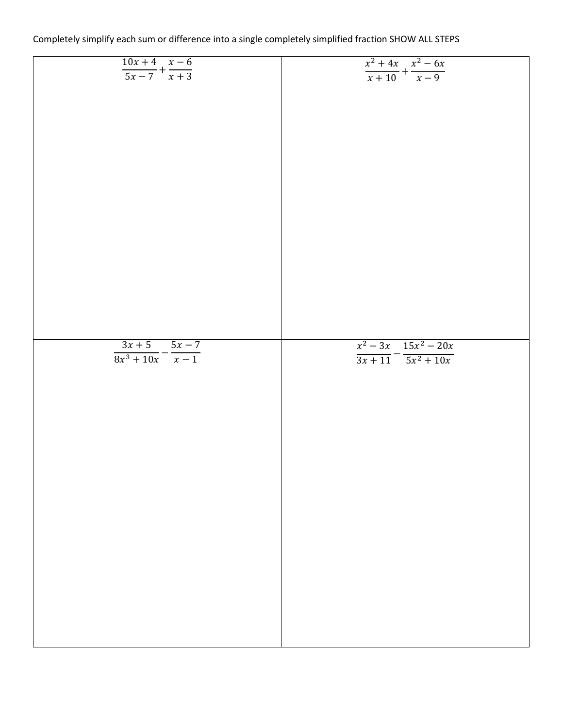Completely simplify each sum or difference into a single completely simplified fraction SHOW ALL STEPS

| | |
|---|---|
| $\frac{10x+4}{5x-7}+\frac{x-6}{x+3}$ | $\frac{x^2+4x}{x+10}+\frac{x^2-6x}{x-9}$ |
| $\frac{3x+5}{8x^3+10x}-\frac{5x-7}{x-1}$ | $\frac{x^2-3x}{3x+11}-\frac{15x^2-20x}{5x^2+10x}$ |